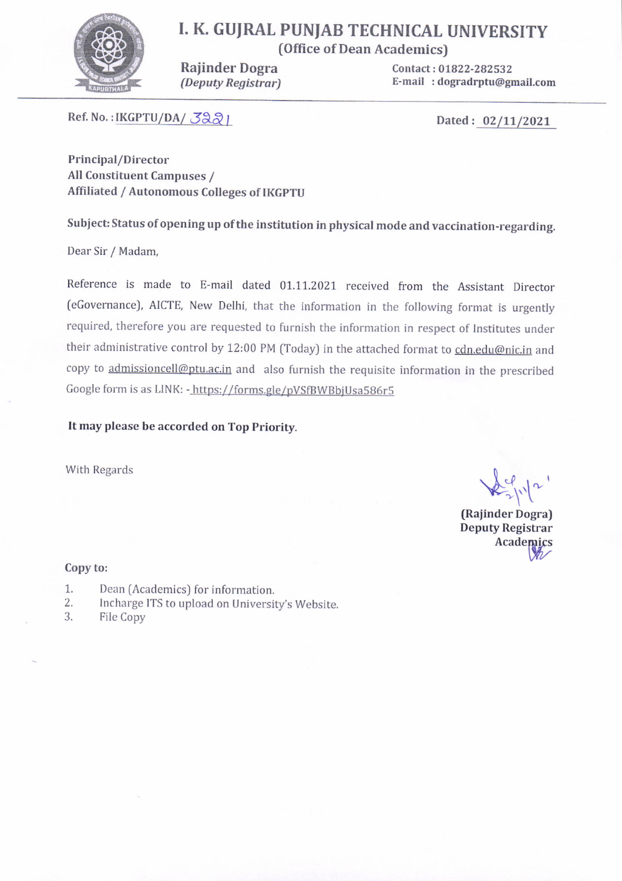# I. K. GUJRAL PUNJAB TECHNICAL UNIVERSITY

## (Office of Dean Academics)

**Rajinder Dogra**
*(Deputy Registrar)*

**Contact : 01822-282532**
**E-mail : dogradrptu@gmail.com**

Ref. No. : IKGPTU/DA/ 3221

Dated : 02/11/2021

Principal/Director
All Constituent Campuses /
Affiliated / Autonomous Colleges of IKGPTU

**Subject: Status of opening up of the institution in physical mode and vaccination-regarding.**

Dear Sir / Madam,

Reference is made to E-mail dated 01.11.2021 received from the Assistant Director (eGovernance), AICTE, New Delhi, that the information in the following format is urgently required, therefore you are requested to furnish the information in respect of Institutes under their administrative control by 12:00 PM (Today) in the attached format to cdn.edu@nic.in and copy to admissioncell@ptu.ac.in and also furnish the requisite information in the prescribed Google form is as LINK: - https://forms.gle/pVSfBWBbjUsa586r5

**It may please be accorded on Top Priority.**

With Regards

**(Rajinder Dogra)**
**Deputy Registrar**
**Academics**

**Copy to:**

1. Dean (Academics) for information.
2. Incharge ITS to upload on University's Website.
3. File Copy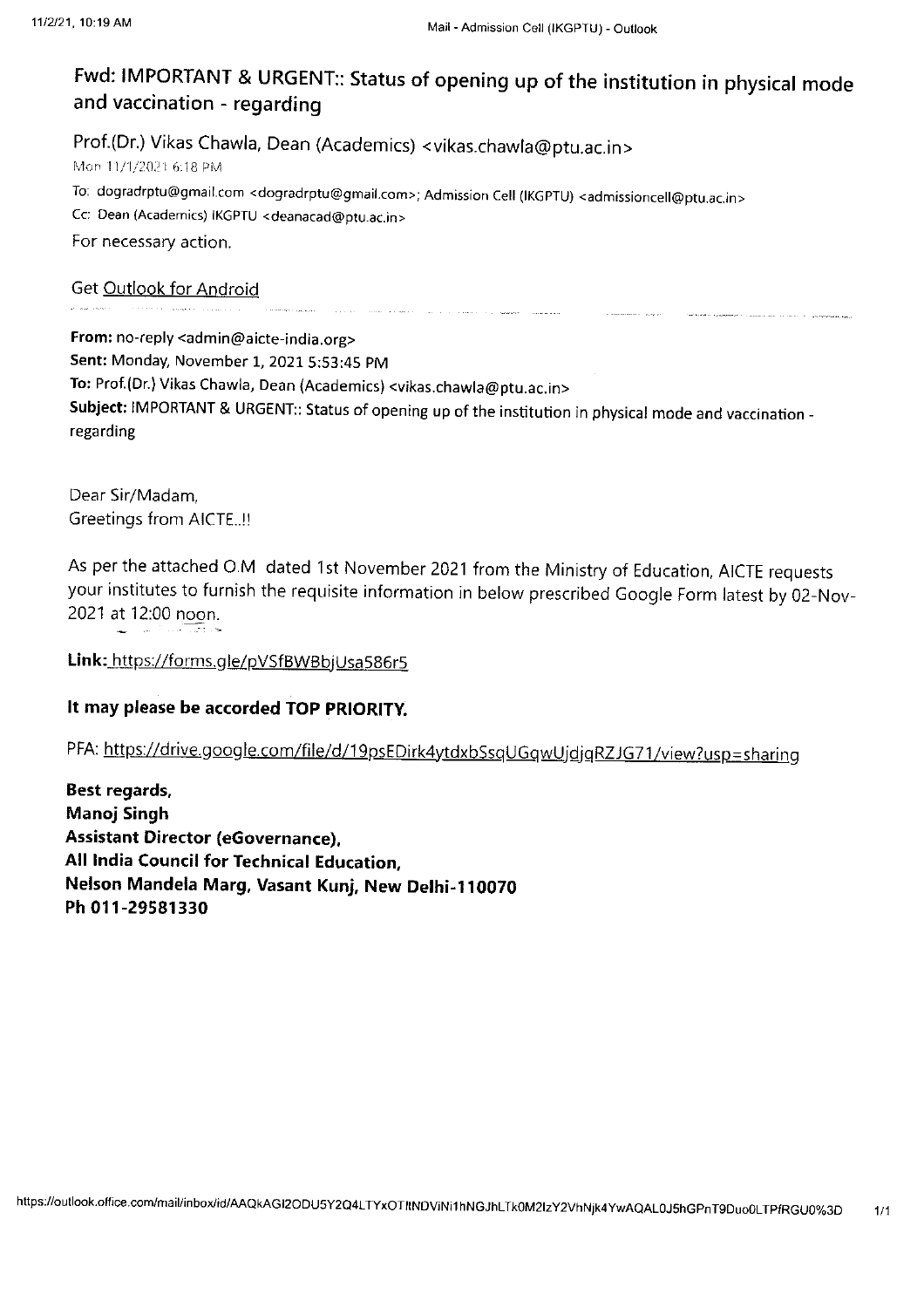# Fwd: IMPORTANT & URGENT:: Status of opening up of the institution in physical mode and vaccination - regarding

Prof.(Dr.) Vikas Chawla, Dean (Academics) <vikas.chawla@ptu.ac.in>

Mon 11/1/2021 6:18 PM

To: dogradrptu@gmail.com <dogradrptu@gmail.com>; Admission Cell (IKGPTU) <admissioncell@ptu.ac.in>

Cc: Dean (Academics) IKGPTU <deanacad@ptu.ac.in>

For necessary action.

Get Outlook for Android

---

**From:** no-reply <admin@aicte-india.org>
**Sent:** Monday, November 1, 2021 5:53:45 PM
**To:** Prof.(Dr.) Vikas Chawla, Dean (Academics) <vikas.chawla@ptu.ac.in>
**Subject:** IMPORTANT & URGENT:: Status of opening up of the institution in physical mode and vaccination - regarding

Dear Sir/Madam,
Greetings from AICTE..!!

As per the attached O.M dated 1st November 2021 from the Ministry of Education, AICTE requests your institutes to furnish the requisite information in below prescribed Google Form latest by 02-Nov-2021 at 12:00 noon.

**Link:** https://forms.gle/pVSfBWBbjUsa586r5

**It may please be accorded TOP PRIORITY.**

PFA: https://drive.google.com/file/d/19psEDirk4ytdxbSsqUGqwUjdjqRZJG71/view?usp=sharing

**Best regards,**
**Manoj Singh**
**Assistant Director (eGovernance),**
**All India Council for Technical Education,**
**Nelson Mandela Marg, Vasant Kunj, New Delhi-110070**
**Ph 011-29581330**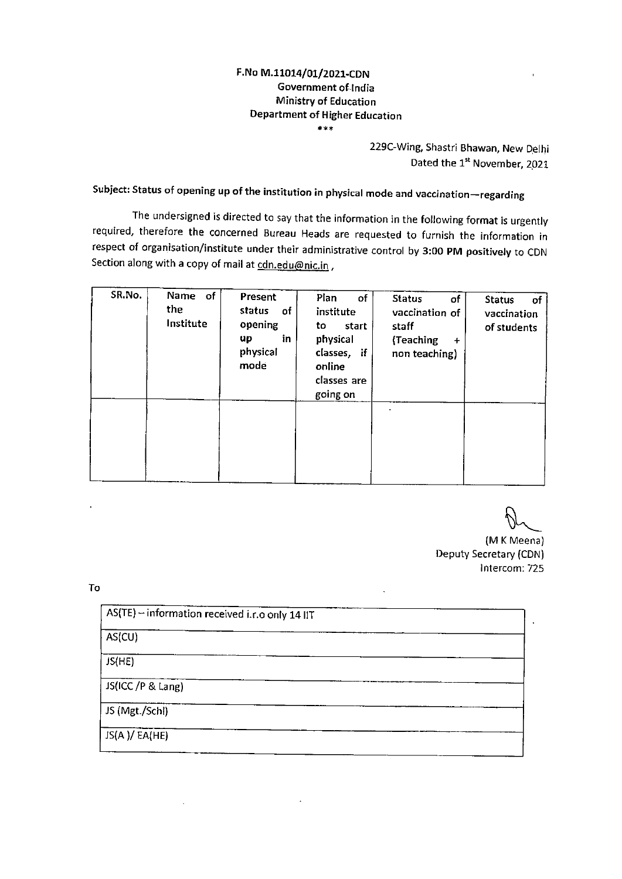**F.No M.11014/01/2021-CDN**
**Government of India**
**Ministry of Education**
**Department of Higher Education**
\*\*\*

229C-Wing, Shastri Bhawan, New Delhi
Dated the 1st November, 2021

**Subject: Status of opening up of the institution in physical mode and vaccination—regarding**

The undersigned is directed to say that the information in the following format is urgently required, therefore the concerned Bureau Heads are requested to furnish the information in respect of organisation/institute under their administrative control by **3:00 PM positively** to CDN Section along with a copy of mail at cdn.edu@nic.in ,

| SR.No. | Name of the Institute | Present status of opening up in physical mode | Plan of institute to start physical classes, if online classes are going on | Status of vaccination of staff (Teaching + non teaching) | Status of vaccination of students |
|---|---|---|---|---|---|
| | | | | | |

(M K Meena)
Deputy Secretary (CDN)
Intercom: 725

To

| |
|---|
| AS(TE) – information received i.r.o only 14 IIT |
| AS(CU) |
| JS(HE) |
| JS(ICC /P & Lang) |
| JS (Mgt./Schl) |
| JS(A )/ EA(HE) |